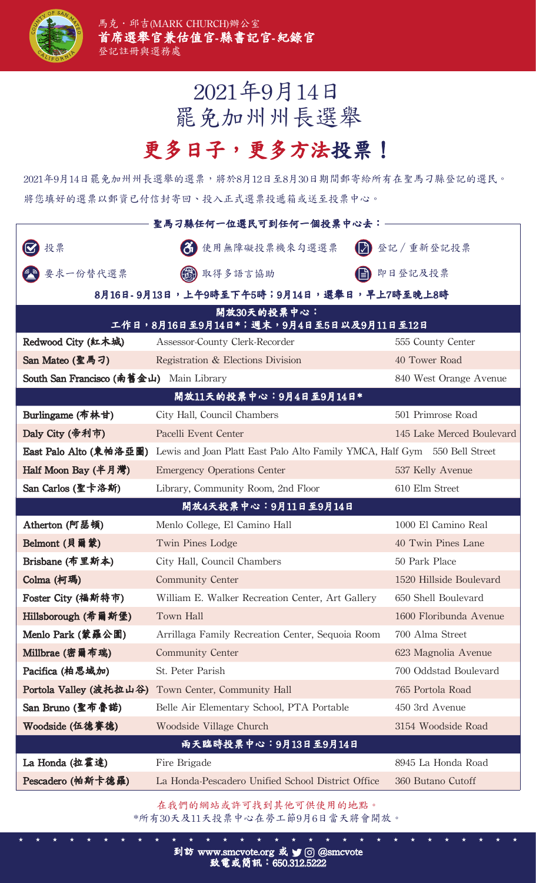馬克・邱吉(MARK CHURCH)辦公室
**首席選舉官兼估值官-縣書記官-紀錄官**
登記註冊與選務處

# 2021年9月14日
# 罷免加州州長選舉

## 更多日子，更多方法投票！

2021年9月14日罷免加州州長選舉的選票，將於8月12日至8月30日期間郵寄給所有在聖馬刁縣登記的選民。將您填好的選票以郵資已付信封寄回、投入正式選票投遞箱或送至投票中心。

**聖馬刁縣任何一位選民可到任何一個投票中心去：**

- 投票
- 使用無障礙投票機來勾選選票
- 登記／重新登記投票
- 要求一份替代選票
- 取得多語言協助
- 即日登記及投票

**8月16日 - 9月13日，上午9時至下午5時；9月14日，選舉日，早上7時至晚上8時**

| **開放30天的投票中心：工作日，8月16日至9月14日\*；週末，9月4日至5日以及9月11日至12日** | | |
|---|---|---|
| Redwood City (紅木城) | Assessor-County Clerk-Recorder | 555 County Center |
| San Mateo (聖馬刁) | Registration & Elections Division | 40 Tower Road |
| South San Francisco (南舊金山) | Main Library | 840 West Orange Avenue |
| **開放11天的投票中心：9月4日至9月14日\*** | | |
| Burlingame (布林甘) | City Hall, Council Chambers | 501 Primrose Road |
| Daly City (帝利市) | Pacelli Event Center | 145 Lake Merced Boulevard |
| East Palo Alto (東帕洛亞圖) | Lewis and Joan Platt East Palo Alto Family YMCA, Half Gym | 550 Bell Street |
| Half Moon Bay (半月灣) | Emergency Operations Center | 537 Kelly Avenue |
| San Carlos (聖卡洛斯) | Library, Community Room, 2nd Floor | 610 Elm Street |
| **開放4天投票中心：9月11日至9月14日** | | |
| Atherton (阿瑟頓) | Menlo College, El Camino Hall | 1000 El Camino Real |
| Belmont (貝爾蒙) | Twin Pines Lodge | 40 Twin Pines Lane |
| Brisbane (布里斯本) | City Hall, Council Chambers | 50 Park Place |
| Colma (柯瑪) | Community Center | 1520 Hillside Boulevard |
| Foster City (福斯特市) | William E. Walker Recreation Center, Art Gallery | 650 Shell Boulevard |
| Hillsborough (希爾斯堡) | Town Hall | 1600 Floribunda Avenue |
| Menlo Park (蒙羅公園) | Arrillaga Family Recreation Center, Sequoia Room | 700 Alma Street |
| Millbrae (密爾布瑞) | Community Center | 623 Magnolia Avenue |
| Pacifica (柏思域加) | St. Peter Parish | 700 Oddstad Boulevard |
| Portola Valley (波托拉山谷) | Town Center, Community Hall | 765 Portola Road |
| San Bruno (聖布魯諾) | Belle Air Elementary School, PTA Portable | 450 3rd Avenue |
| Woodside (伍德賽德) | Woodside Village Church | 3154 Woodside Road |
| **兩天臨時投票中心：9月13日至9月14日** | | |
| La Honda (拉霍達) | Fire Brigade | 8945 La Honda Road |
| Pescadero (帕斯卡德羅) | La Honda-Pescadero Unified School District Office | 360 Butano Cutoff |

在我們的網站或許可找到其他可供使用的地點。
\*所有30天及11天投票中心在勞工節9月6日當天將會開放。

**到訪 www.smcvote.org 或 @smcvote**
**致電或簡訊：650.312.5222**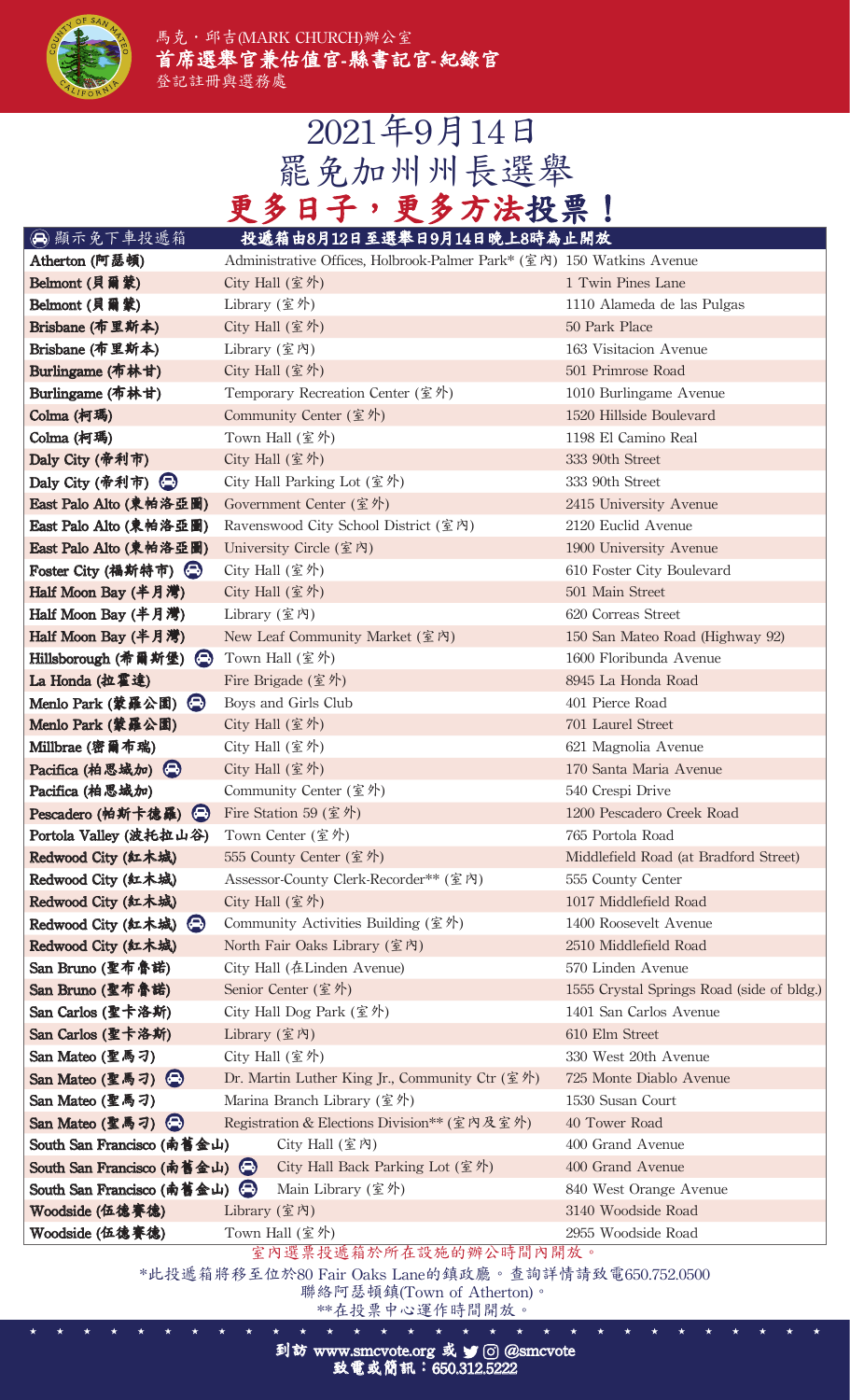馬克・邱吉(MARK CHURCH)辦公室

**首席選舉官兼估值官-縣書記官-紀錄官**

登記註冊與選務處

# 2021年9月14日
# 罷免加州州長選舉
# 更多日子，更多方法投票！

| 🚗 顯示免下車投遞箱 | 投遞箱由8月12日至選舉日9月14日晚上8時為止開放 | |
|---|---|---|
| **Atherton (阿瑟頓)** | Administrative Offices, Holbrook-Palmer Park* (室內) | 150 Watkins Avenue |
| **Belmont (貝爾蒙)** | City Hall (室外) | 1 Twin Pines Lane |
| **Belmont (貝爾蒙)** | Library (室外) | 1110 Alameda de las Pulgas |
| **Brisbane (布里斯本)** | City Hall (室外) | 50 Park Place |
| **Brisbane (布里斯本)** | Library (室內) | 163 Visitacion Avenue |
| **Burlingame (布林甘)** | City Hall (室外) | 501 Primrose Road |
| **Burlingame (布林甘)** | Temporary Recreation Center (室外) | 1010 Burlingame Avenue |
| **Colma (柯瑪)** | Community Center (室外) | 1520 Hillside Boulevard |
| **Colma (柯瑪)** | Town Hall (室外) | 1198 El Camino Real |
| **Daly City (帝利市)** | City Hall (室外) | 333 90th Street |
| **Daly City (帝利市)** 🚗 | City Hall Parking Lot (室外) | 333 90th Street |
| **East Palo Alto (東帕洛亞圖)** | Government Center (室外) | 2415 University Avenue |
| **East Palo Alto (東帕洛亞圖)** | Ravenswood City School District (室內) | 2120 Euclid Avenue |
| **East Palo Alto (東帕洛亞圖)** | University Circle (室內) | 1900 University Avenue |
| **Foster City (福斯特市)** 🚗 | City Hall (室外) | 610 Foster City Boulevard |
| **Half Moon Bay (半月灣)** | City Hall (室外) | 501 Main Street |
| **Half Moon Bay (半月灣)** | Library (室內) | 620 Correas Street |
| **Half Moon Bay (半月灣)** | New Leaf Community Market (室內) | 150 San Mateo Road (Highway 92) |
| **Hillsborough (希爾斯堡)** 🚗 | Town Hall (室外) | 1600 Floribunda Avenue |
| **La Honda (拉霍達)** | Fire Brigade (室外) | 8945 La Honda Road |
| **Menlo Park (蒙羅公園)** 🚗 | Boys and Girls Club | 401 Pierce Road |
| **Menlo Park (蒙羅公園)** | City Hall (室外) | 701 Laurel Street |
| **Millbrae (密爾布瑞)** | City Hall (室外) | 621 Magnolia Avenue |
| **Pacifica (柏思域加)** 🚗 | City Hall (室外) | 170 Santa Maria Avenue |
| **Pacifica (柏思域加)** | Community Center (室外) | 540 Crespi Drive |
| **Pescadero (帕斯卡德羅)** 🚗 | Fire Station 59 (室外) | 1200 Pescadero Creek Road |
| **Portola Valley (波托拉山谷)** | Town Center (室外) | 765 Portola Road |
| **Redwood City (紅木城)** | 555 County Center (室外) | Middlefield Road (at Bradford Street) |
| **Redwood City (紅木城)** | Assessor-County Clerk-Recorder** (室內) | 555 County Center |
| **Redwood City (紅木城)** | City Hall (室外) | 1017 Middlefield Road |
| **Redwood City (紅木城)** 🚗 | Community Activities Building (室外) | 1400 Roosevelt Avenue |
| **Redwood City (紅木城)** | North Fair Oaks Library (室內) | 2510 Middlefield Road |
| **San Bruno (聖布魯諾)** | City Hall (在Linden Avenue) | 570 Linden Avenue |
| **San Bruno (聖布魯諾)** | Senior Center (室外) | 1555 Crystal Springs Road (side of bldg.) |
| **San Carlos (聖卡洛斯)** | City Hall Dog Park (室外) | 1401 San Carlos Avenue |
| **San Carlos (聖卡洛斯)** | Library (室內) | 610 Elm Street |
| **San Mateo (聖馬刁)** | City Hall (室外) | 330 West 20th Avenue |
| **San Mateo (聖馬刁)** 🚗 | Dr. Martin Luther King Jr., Community Ctr (室外) | 725 Monte Diablo Avenue |
| **San Mateo (聖馬刁)** | Marina Branch Library (室外) | 1530 Susan Court |
| **San Mateo (聖馬刁)** 🚗 | Registration & Elections Division** (室內及室外) | 40 Tower Road |
| **South San Francisco (南舊金山)** | City Hall (室內) | 400 Grand Avenue |
| **South San Francisco (南舊金山)** 🚗 | City Hall Back Parking Lot (室外) | 400 Grand Avenue |
| **South San Francisco (南舊金山)** 🚗 | Main Library (室外) | 840 West Orange Avenue |
| **Woodside (伍德賽德)** | Library (室內) | 3140 Woodside Road |
| **Woodside (伍德賽德)** | Town Hall (室外) | 2955 Woodside Road |

室內選票投遞箱於所在設施的辦公時間內開放。

*此投遞箱將移至位於80 Fair Oaks Lane的鎮政廳。查詢詳情請致電650.752.0500聯絡阿瑟頓鎮(Town of Atherton)。

**在投票中心運作時間開放。

**到訪 www.smcvote.org 或 @smcvote**

**致電或簡訊：650.312.5222**